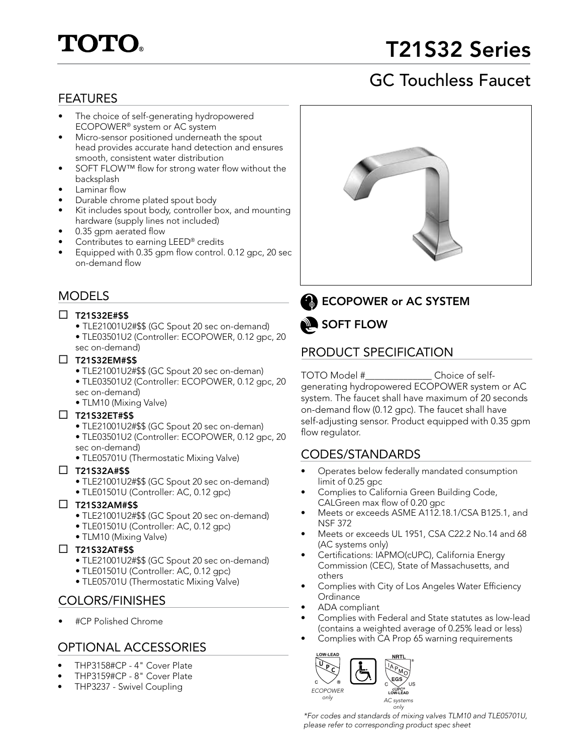# TOTO®

# T21S32 Series

## GC Touchless Faucet

## FEATURES

- The choice of self-generating hydropowered ECOPOWER® system or AC system
- Micro-sensor positioned underneath the spout head provides accurate hand detection and ensures smooth, consistent water distribution
- SOFT FLOW™ flow for strong water flow without the backsplash
- Laminar flow
- Durable chrome plated spout body
- Kit includes spout body, controller box, and mounting hardware (supply lines not included)
- 0.35 gpm aerated flow
- Contributes to earning LEED® credits
- Equipped with 0.35 gpm flow control. 0.12 gpc, 20 sec on-demand flow

## MODELS

- ☐ **T21S32E#$$**
  - TLE21001U2#$$ (GC Spout 20 sec on-demand)
  - TLE03501U2 (Controller: ECOPOWER, 0.12 gpc, 20 sec on-demand)
- ☐ **T21S32EM#$$**
  - TLE21001U2#$$ (GC Spout 20 sec on-demand)
  - TLE03501U2 (Controller: ECOPOWER, 0.12 gpc, 20 sec on-demand)
  - TLM10 (Mixing Valve)
- ☐ **T21S32ET#$$**
  - TLE21001U2#$$ (GC Spout 20 sec on-deman)
  - TLE03501U2 (Controller: ECOPOWER, 0.12 gpc, 20 sec on-demand)
  - TLE05701U (Thermostatic Mixing Valve)
- ☐ **T21S32A#$$**
  - TLE21001U2#$$ (GC Spout 20 sec on-demand)
  - TLE01501U (Controller: AC, 0.12 gpc)
- ☐ **T21S32AM#$$**
  - TLE21001U2#$$ (GC Spout 20 sec on-demand)
  - TLE01501U (Controller: AC, 0.12 gpc)
  - TLM10 (Mixing Valve)
- ☐ **T21S32AT#$$**
  - TLE21001U2#$$ (GC Spout 20 sec on-demand)
  - TLE01501U (Controller: AC, 0.12 gpc)
  - TLE05701U (Thermostatic Mixing Valve)

## COLORS/FINISHES

- #CP Polished Chrome

## OPTIONAL ACCESSORIES

- THP3158#CP - 4" Cover Plate
- THP3159#CP - 8" Cover Plate
- THP3237 - Swivel Coupling

**ECOPOWER or AC SYSTEM**

**SOFT FLOW**

## PRODUCT SPECIFICATION

TOTO Model #______________ Choice of self-generating hydropowered ECOPOWER system or AC system. The faucet shall have maximum of 20 seconds on-demand flow (0.12 gpc). The faucet shall have self-adjusting sensor. Product equipped with 0.35 gpm flow regulator.

## CODES/STANDARDS

- Operates below federally mandated consumption limit of 0.25 gpc
- Complies to California Green Building Code, CALGreen max flow of 0.20 gpc
- Meets or exceeds ASME A112.18.1/CSA B125.1, and NSF 372
- Meets or exceeds UL 1951, CSA C22.2 No.14 and 68 (AC systems only)
- Certifications: IAPMO(cUPC), California Energy Commission (CEC), State of Massachusetts, and others
- Complies with City of Los Angeles Water Efficiency Ordinance
- ADA compliant
- Complies with Federal and State statutes as low-lead (contains a weighted average of 0.25% lead or less)
- Complies with CA Prop 65 warning requirements

LOW-LEAD UPC — *ECOPOWER only*

NRTL IAPMO EGS cUPC® LOW-LEAD — *AC systems only*

*\*For codes and standards of mixing valves TLM10 and TLE05701U, please refer to corresponding product spec sheet*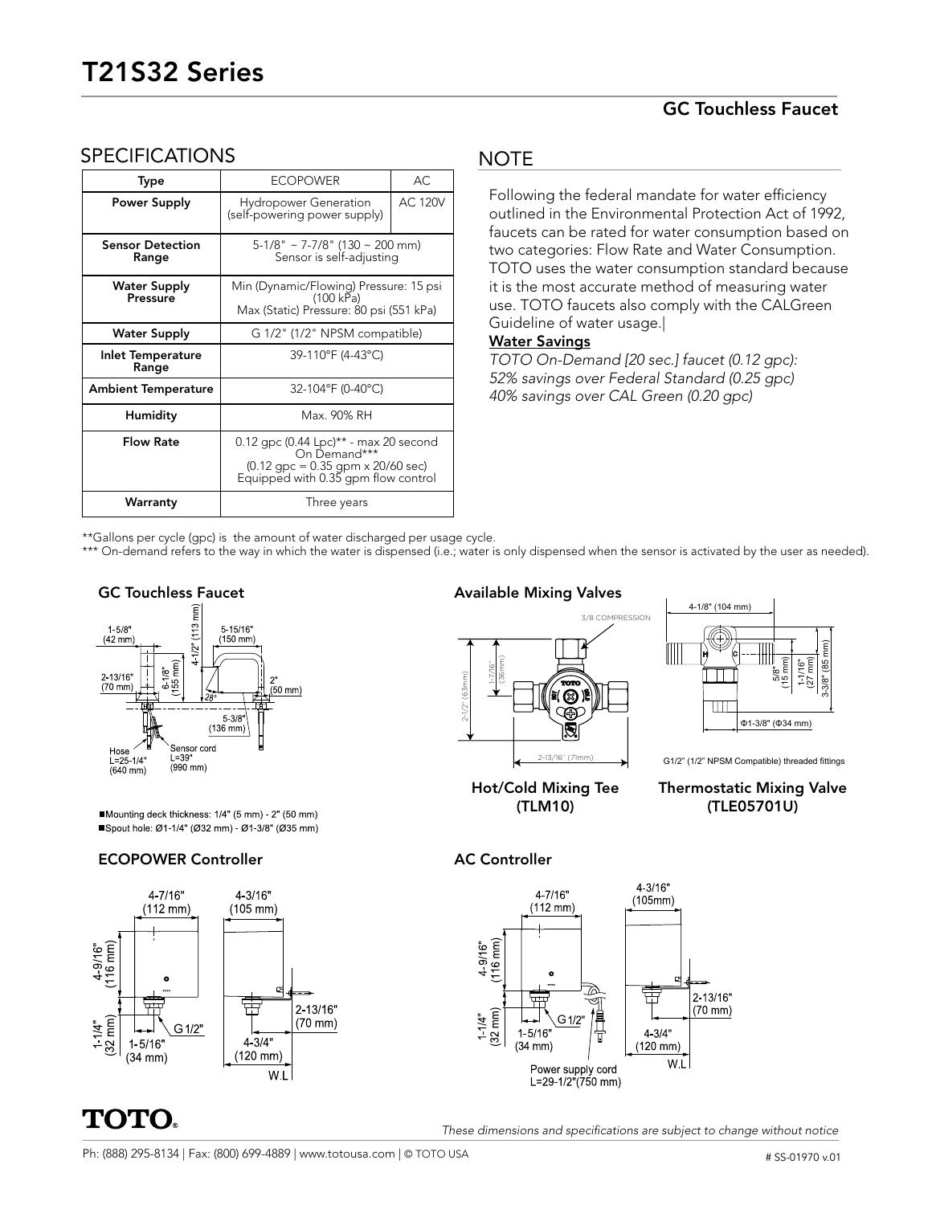# T21S32 Series

## GC Touchless Faucet

## SPECIFICATIONS

| Type | ECOPOWER | AC |
|---|---|---|
| **Power Supply** | Hydropower Generation (self-powering power supply) | AC 120V |
| **Sensor Detection Range** | 5-1/8" ~ 7-7/8" (130 ~ 200 mm) Sensor is self-adjusting | |
| **Water Supply Pressure** | Min (Dynamic/Flowing) Pressure: 15 psi (100 kPa) Max (Static) Pressure: 80 psi (551 kPa) | |
| **Water Supply** | G 1/2" (1/2" NPSM compatible) | |
| **Inlet Temperature Range** | 39-110°F (4-43°C) | |
| **Ambient Temperature** | 32-104°F (0-40°C) | |
| **Humidity** | Max. 90% RH | |
| **Flow Rate** | 0.12 gpc (0.44 Lpc)** - max 20 second On Demand*** (0.12 gpc = 0.35 gpm x 20/60 sec) Equipped with 0.35 gpm flow control | |
| **Warranty** | Three years | |

**Gallons per cycle (gpc) is the amount of water discharged per usage cycle.

*** On-demand refers to the way in which the water is dispensed (i.e.; water is only dispensed when the sensor is activated by the user as needed).

## NOTE

Following the federal mandate for water efficiency outlined in the Environmental Protection Act of 1992, faucets can be rated for water consumption based on two categories: Flow Rate and Water Consumption. TOTO uses the water consumption standard because it is the most accurate method of measuring water use. TOTO faucets also comply with the CALGreen Guideline of water usage.|

**Water Savings**

*TOTO On-Demand [20 sec.] faucet (0.12 gpc):*
*52% savings over Federal Standard (0.25 gpc)*
*40% savings over CAL Green (0.20 gpc)*

### GC Touchless Faucet

1-5/8" (42 mm)
2-13/16" (70 mm)
6-1/8" (155 mm)
4-1/2" (113 mm)
5-15/16" (150 mm)
2" (50 mm)
28°
5-3/8" (136 mm)
Hose L=25-1/4" (640 mm)
Sensor cord L=39" (990 mm)

■Mounting deck thickness: 1/4" (5 mm) - 2" (50 mm)
■Spout hole: Ø1-1/4" (Ø32 mm) - Ø1-3/8" (Ø35 mm)

### Available Mixing Valves

3/8 COMPRESSION
2-1/2" (63mm)
1-7/16" (36mm)
2-13/16" (71mm)

**Hot/Cold Mixing Tee (TLM10)**

4-1/8" (104 mm)
5/8" (15 mm)
1-1/16" (27 mm)
3-3/8" (85 mm)
Φ1-3/8" (Φ34 mm)
G1/2" (1/2" NPSM Compatible) threaded fittings

**Thermostatic Mixing Valve (TLE05701U)**

### ECOPOWER Controller

4-7/16" (112 mm)
4-3/16" (105 mm)
4-9/16" (116 mm)
1-1/4" (32 mm)
G1/2"
1-5/16" (34 mm)
2-13/16" (70 mm)
4-3/4" (120 mm)
W.L

### AC Controller

4-7/16" (112 mm)
4-3/16" (105mm)
4-9/16" (116 mm)
1-1/4" (32 mm)
G1/2"
1-5/16" (34 mm)
2-13/16" (70 mm)
4-3/4" (120 mm)
W.L
Power supply cord L=29-1/2"(750 mm)

TOTO®

*These dimensions and specifications are subject to change without notice*

Ph: (888) 295-8134 | Fax: (800) 699-4889 | www.totousa.com | © TOTO USA

# SS-01970 v.01